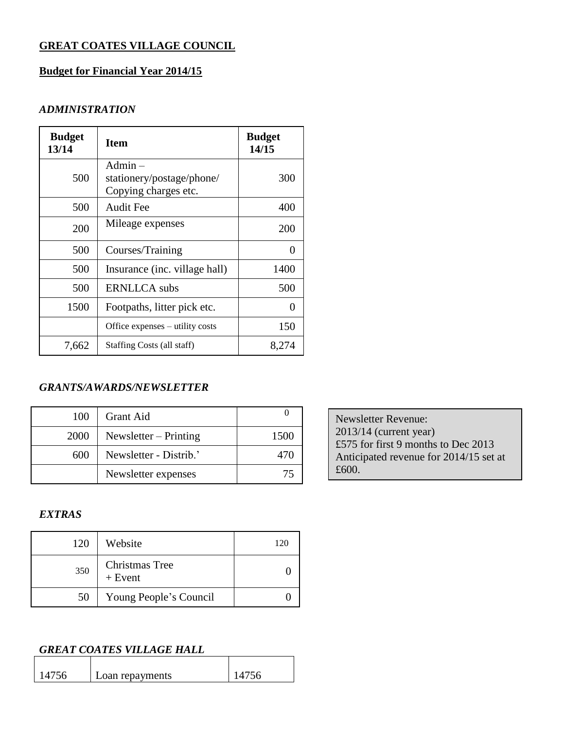**GREAT COATES VILLAGE COUNCIL**

**Budget for Financial Year 2014/15**

*ADMINISTRATION*

| Budget 13/14 | Item | Budget 14/15 |
|---|---|---|
| 500 | Admin – stationery/postage/phone/ Copying charges etc. | 300 |
| 500 | Audit Fee | 400 |
| 200 | Mileage expenses | 200 |
| 500 | Courses/Training | 0 |
| 500 | Insurance (inc. village hall) | 1400 |
| 500 | ERNLLCA subs | 500 |
| 1500 | Footpaths, litter pick etc. | 0 |
| | Office expenses – utility costs | 150 |
| 7,662 | Staffing Costs (all staff) | 8,274 |

*GRANTS/AWARDS/NEWSLETTER*

| | | |
|---|---|---|
| 100 | Grant Aid | 0 |
| 2000 | Newsletter – Printing | 1500 |
| 600 | Newsletter - Distrib.' | 470 |
| | Newsletter expenses | 75 |

Newsletter Revenue:
2013/14 (current year)
£575 for first 9 months to Dec 2013
Anticipated revenue for 2014/15 set at £600.

*EXTRAS*

| | | |
|---|---|---|
| 120 | Website | 120 |
| 350 | Christmas Tree + Event | 0 |
| 50 | Young People's Council | 0 |

*GREAT COATES VILLAGE HALL*

| | | |
|---|---|---|
| 14756 | Loan repayments | 14756 |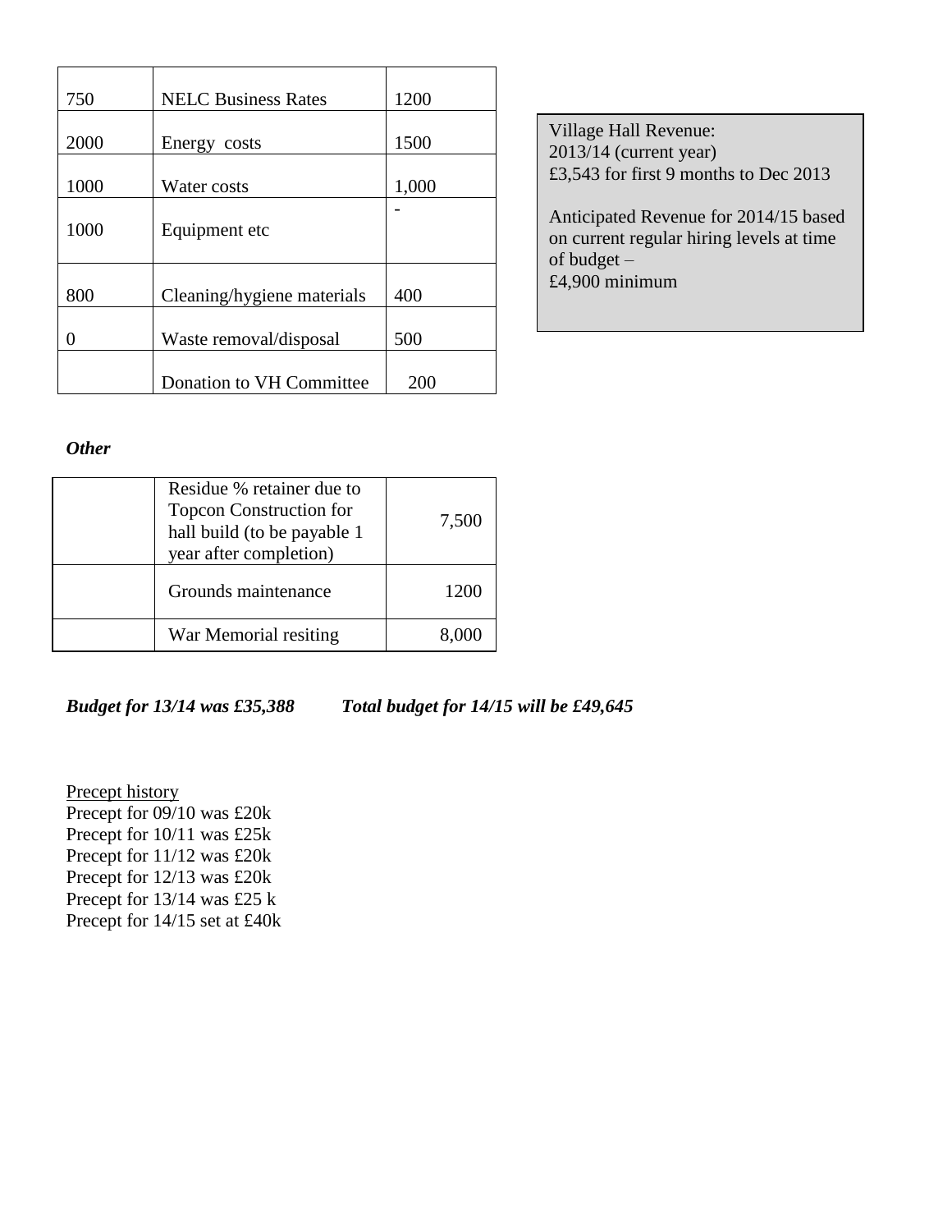| | | |
|---|---|---|
| 750 | NELC Business Rates | 1200 |
| 2000 | Energy costs | 1500 |
| 1000 | Water costs | 1,000 |
| 1000 | Equipment etc | - |
| 800 | Cleaning/hygiene materials | 400 |
| 0 | Waste removal/disposal | 500 |
| | Donation to VH Committee | 200 |

Village Hall Revenue:
2013/14 (current year)
£3,543 for first 9 months to Dec 2013

Anticipated Revenue for 2014/15 based on current regular hiring levels at time of budget –
£4,900 minimum

***Other***

| | | |
|---|---|---|
| | Residue % retainer due to Topcon Construction for hall build (to be payable 1 year after completion) | 7,500 |
| | Grounds maintenance | 1200 |
| | War Memorial resiting | 8,000 |

***Budget for 13/14 was £35,388*** ***Total budget for 14/15 will be £49,645***

Precept history
Precept for 09/10 was £20k
Precept for 10/11 was £25k
Precept for 11/12 was £20k
Precept for 12/13 was £20k
Precept for 13/14 was £25 k
Precept for 14/15 set at £40k